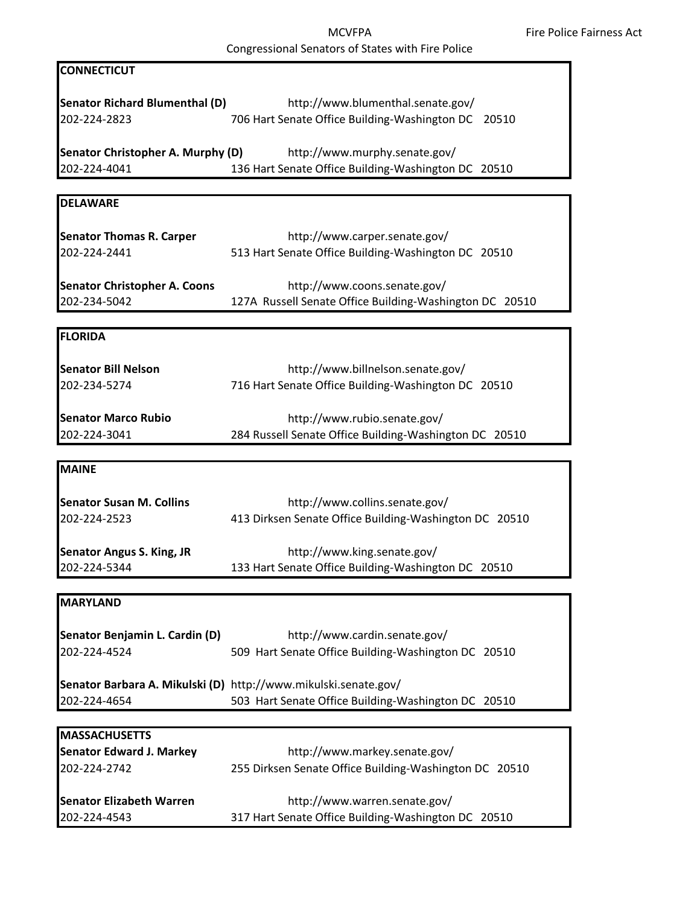MCVFPA

Fire Police Fairness Act

Congressional Senators of States with Fire Police

## CONNECTICUT

**Senator Richard Blumenthal (D)** http://www.blumenthal.senate.gov/
202-224-2823 706 Hart Senate Office Building-Washington DC 20510

**Senator Christopher A. Murphy (D)** http://www.murphy.senate.gov/
202-224-4041 136 Hart Senate Office Building-Washington DC 20510

## DELAWARE

**Senator Thomas R. Carper** http://www.carper.senate.gov/
202-224-2441 513 Hart Senate Office Building-Washington DC 20510

**Senator Christopher A. Coons** http://www.coons.senate.gov/
202-234-5042 127A Russell Senate Office Building-Washington DC 20510

## FLORIDA

**Senator Bill Nelson** http://www.billnelson.senate.gov/
202-234-5274 716 Hart Senate Office Building-Washington DC 20510

**Senator Marco Rubio** http://www.rubio.senate.gov/
202-224-3041 284 Russell Senate Office Building-Washington DC 20510

## MAINE

**Senator Susan M. Collins** http://www.collins.senate.gov/
202-224-2523 413 Dirksen Senate Office Building-Washington DC 20510

**Senator Angus S. King, JR** http://www.king.senate.gov/
202-224-5344 133 Hart Senate Office Building-Washington DC 20510

## MARYLAND

**Senator Benjamin L. Cardin (D)** http://www.cardin.senate.gov/
202-224-4524 509 Hart Senate Office Building-Washington DC 20510

**Senator Barbara A. Mikulski (D)** http://www.mikulski.senate.gov/
202-224-4654 503 Hart Senate Office Building-Washington DC 20510

## MASSACHUSETTS

**Senator Edward J. Markey** http://www.markey.senate.gov/
202-224-2742 255 Dirksen Senate Office Building-Washington DC 20510

**Senator Elizabeth Warren** http://www.warren.senate.gov/
202-224-4543 317 Hart Senate Office Building-Washington DC 20510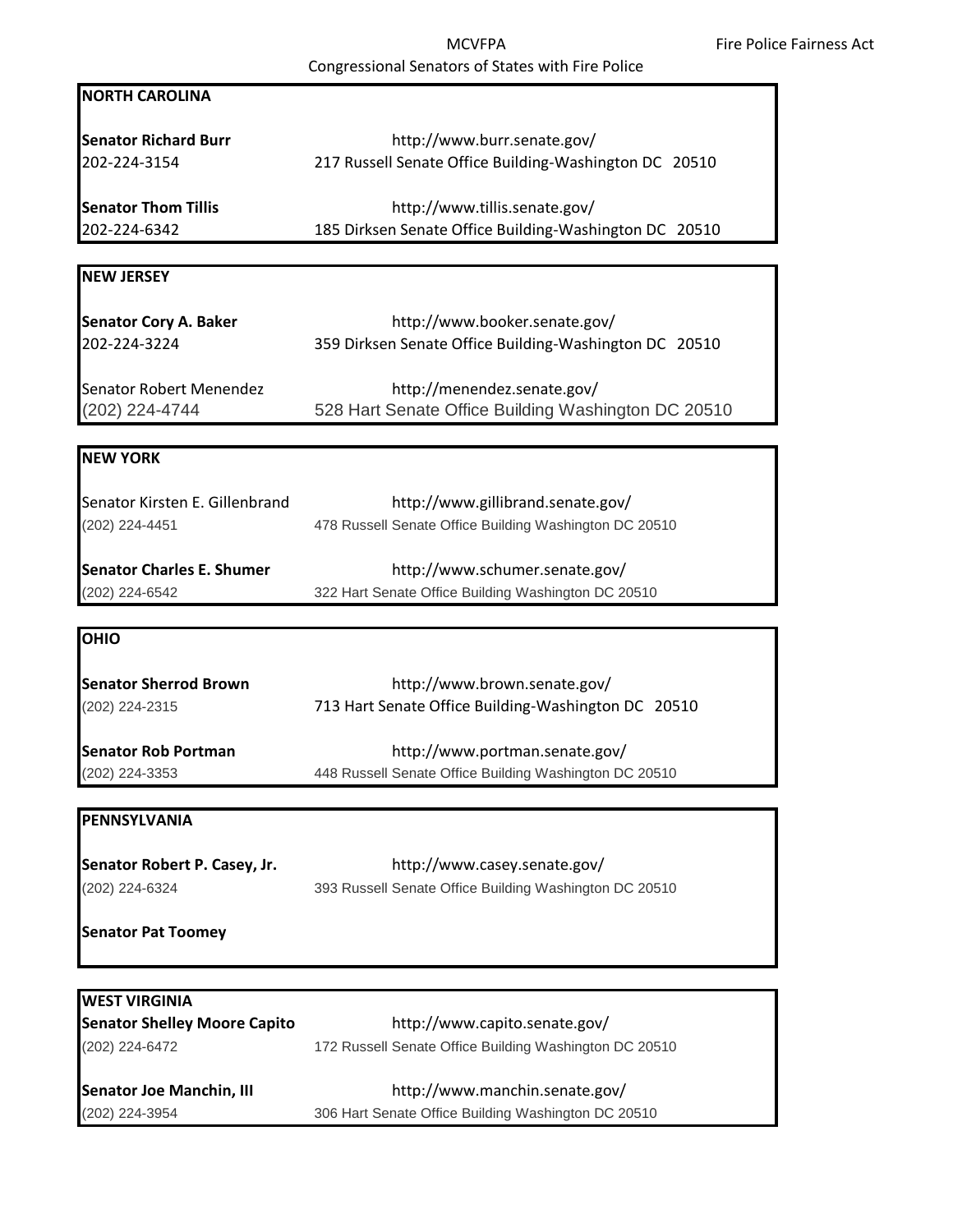MCVFPA

Congressional Senators of States with Fire Police

## NORTH CAROLINA

**Senator Richard Burr** http://www.burr.senate.gov/
202-224-3154 217 Russell Senate Office Building-Washington DC 20510

**Senator Thom Tillis** http://www.tillis.senate.gov/
202-224-6342 185 Dirksen Senate Office Building-Washington DC 20510

## NEW JERSEY

**Senator Cory A. Baker** http://www.booker.senate.gov/
202-224-3224 359 Dirksen Senate Office Building-Washington DC 20510

Senator Robert Menendez http://menendez.senate.gov/
(202) 224-4744 528 Hart Senate Office Building Washington DC 20510

## NEW YORK

Senator Kirsten E. Gillenbrand http://www.gillibrand.senate.gov/
(202) 224-4451 478 Russell Senate Office Building Washington DC 20510

**Senator Charles E. Shumer** http://www.schumer.senate.gov/
(202) 224-6542 322 Hart Senate Office Building Washington DC 20510

## OHIO

**Senator Sherrod Brown** http://www.brown.senate.gov/
(202) 224-2315 713 Hart Senate Office Building-Washington DC 20510

**Senator Rob Portman** http://www.portman.senate.gov/
(202) 224-3353 448 Russell Senate Office Building Washington DC 20510

## PENNSYLVANIA

**Senator Robert P. Casey, Jr.** http://www.casey.senate.gov/
(202) 224-6324 393 Russell Senate Office Building Washington DC 20510

**Senator Pat Toomey**

## WEST VIRGINIA

**Senator Shelley Moore Capito** http://www.capito.senate.gov/
(202) 224-6472 172 Russell Senate Office Building Washington DC 20510

**Senator Joe Manchin, III** http://www.manchin.senate.gov/
(202) 224-3954 306 Hart Senate Office Building Washington DC 20510